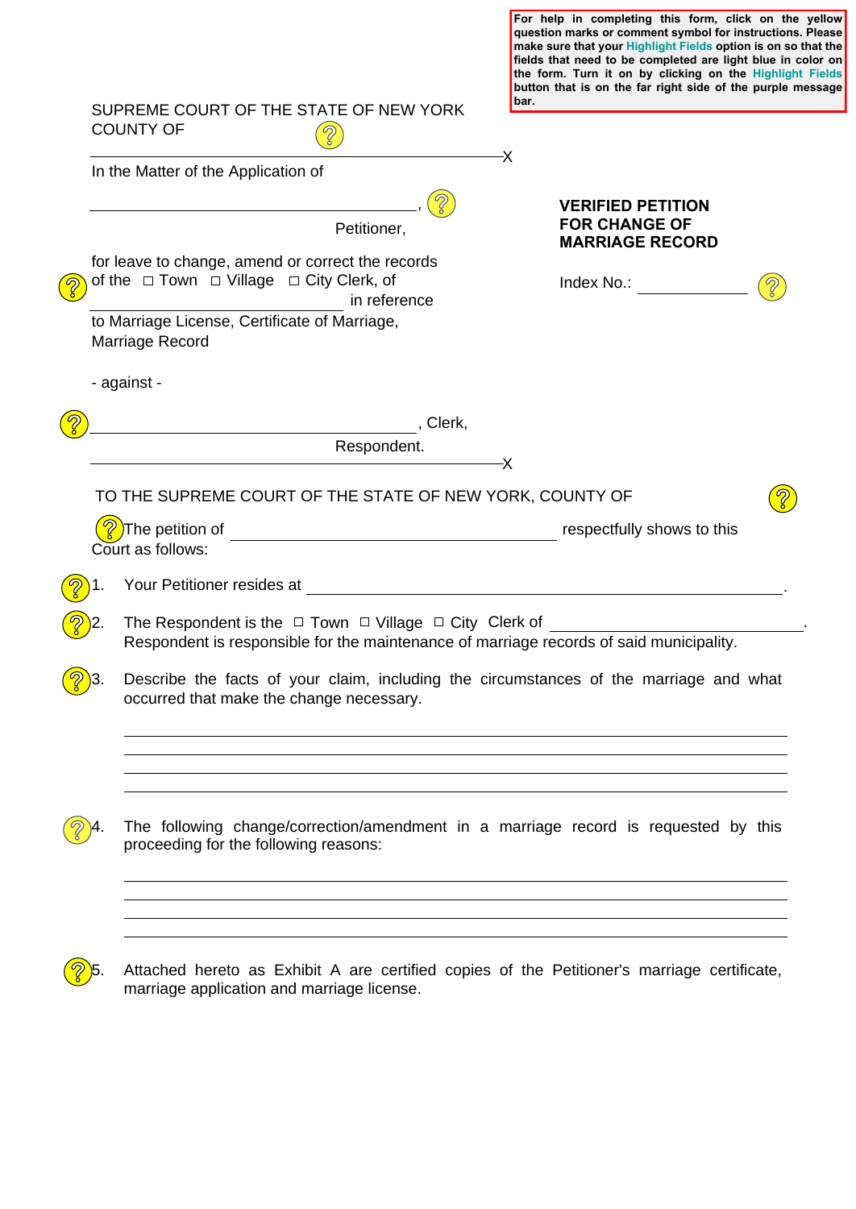For help in completing this form, click on the yellow question marks or comment symbol for instructions. Please make sure that your Highlight Fields option is on so that the fields that need to be completed are light blue in color on the form. Turn it on by clicking on the Highlight Fields button that is on the far right side of the purple message bar.

SUPREME COURT OF THE STATE OF NEW YORK
COUNTY OF

---------------------------------------------------------------X

In the Matter of the Application of

_____________________________________,
Petitioner,

for leave to change, amend or correct the records of the ☐ Town ☐ Village ☐ City Clerk, of _____________________ in reference to Marriage License, Certificate of Marriage, Marriage Record

- against -

_____________________________________, Clerk,
Respondent.

---------------------------------------------------------------X

**VERIFIED PETITION FOR CHANGE OF MARRIAGE RECORD**

Index No.: ____________

TO THE SUPREME COURT OF THE STATE OF NEW YORK, COUNTY OF

The petition of _______________________________ respectfully shows to this Court as follows:

1. Your Petitioner resides at ______________________________________________.

2. The Respondent is the ☐ Town ☐ Village ☐ City Clerk of ____________________. Respondent is responsible for the maintenance of marriage records of said municipality.

3. Describe the facts of your claim, including the circumstances of the marriage and what occurred that make the change necessary.

   ______________________________________________________________________
   ______________________________________________________________________
   ______________________________________________________________________
   ______________________________________________________________________

4. The following change/correction/amendment in a marriage record is requested by this proceeding for the following reasons:

   ______________________________________________________________________
   ______________________________________________________________________
   ______________________________________________________________________
   ______________________________________________________________________

5. Attached hereto as Exhibit A are certified copies of the Petitioner's marriage certificate, marriage application and marriage license.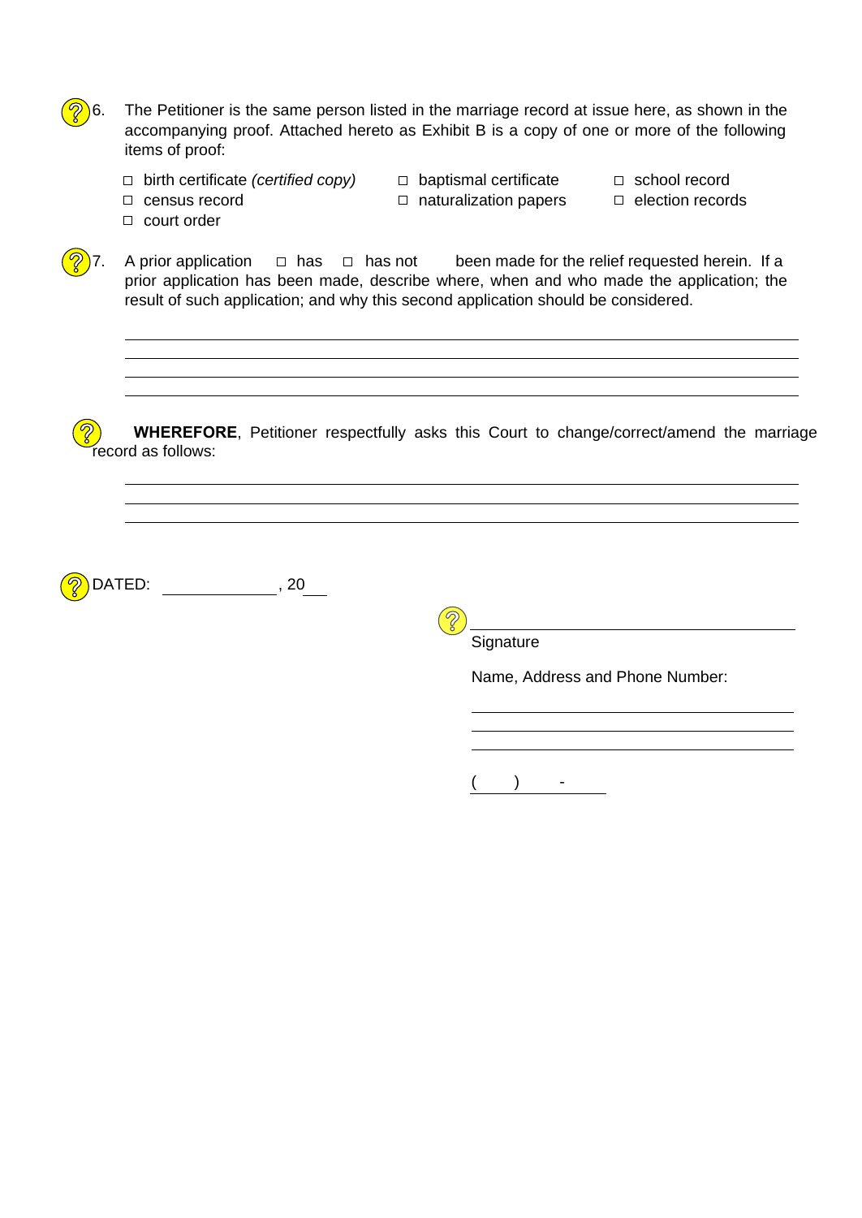6. The Petitioner is the same person listed in the marriage record at issue here, as shown in the accompanying proof. Attached hereto as Exhibit B is a copy of one or more of the following items of proof:

   - ☐ birth certificate *(certified copy)*
   - ☐ baptismal certificate
   - ☐ school record
   - ☐ census record
   - ☐ naturalization papers
   - ☐ election records
   - ☐ court order

7. A prior application ☐ has ☐ has not been made for the relief requested herein. If a prior application has been made, describe where, when and who made the application; the result of such application; and why this second application should be considered.

______________________________________________________________________

______________________________________________________________________

______________________________________________________________________

______________________________________________________________________

**WHEREFORE**, Petitioner respectfully asks this Court to change/correct/amend the marriage record as follows:

______________________________________________________________________

______________________________________________________________________

______________________________________________________________________

DATED: _______________, 20___

______________________________________
Signature

Name, Address and Phone Number:

______________________________________

______________________________________

______________________________________

(     )      -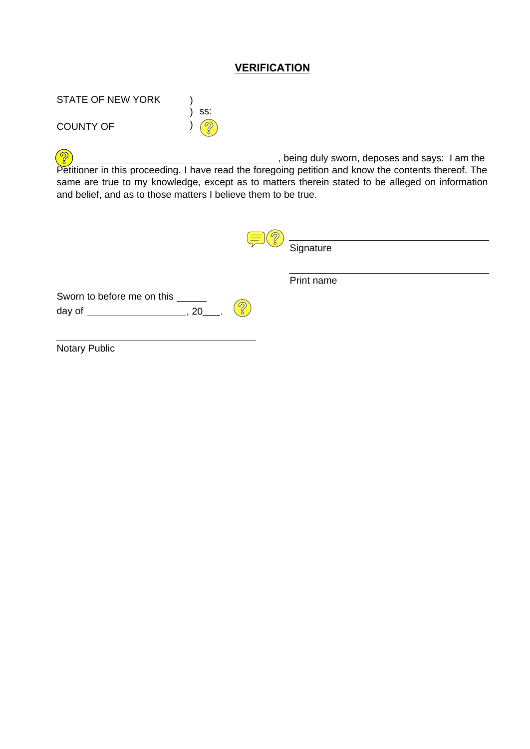## VERIFICATION

STATE OF NEW YORK )
) ss:
COUNTY OF )

\_\_\_\_\_\_\_\_\_\_\_\_\_\_\_\_\_\_\_\_\_\_\_\_\_\_\_\_\_\_\_\_\_\_\_\_, being duly sworn, deposes and says: I am the Petitioner in this proceeding. I have read the foregoing petition and know the contents thereof. The same are true to my knowledge, except as to matters therein stated to be alleged on information and belief, and as to those matters I believe them to be true.

\_\_\_\_\_\_\_\_\_\_\_\_\_\_\_\_\_\_\_\_\_\_\_\_\_\_\_\_\_\_\_\_\_\_\_\_
Signature

\_\_\_\_\_\_\_\_\_\_\_\_\_\_\_\_\_\_\_\_\_\_\_\_\_\_\_\_\_\_\_\_\_\_\_\_
Print name

Sworn to before me on this \_\_\_\_\_
day of \_\_\_\_\_\_\_\_\_\_\_\_\_\_\_\_\_\_, 20\_\_\_.

\_\_\_\_\_\_\_\_\_\_\_\_\_\_\_\_\_\_\_\_\_\_\_\_\_\_\_\_\_\_\_\_\_\_\_\_
Notary Public